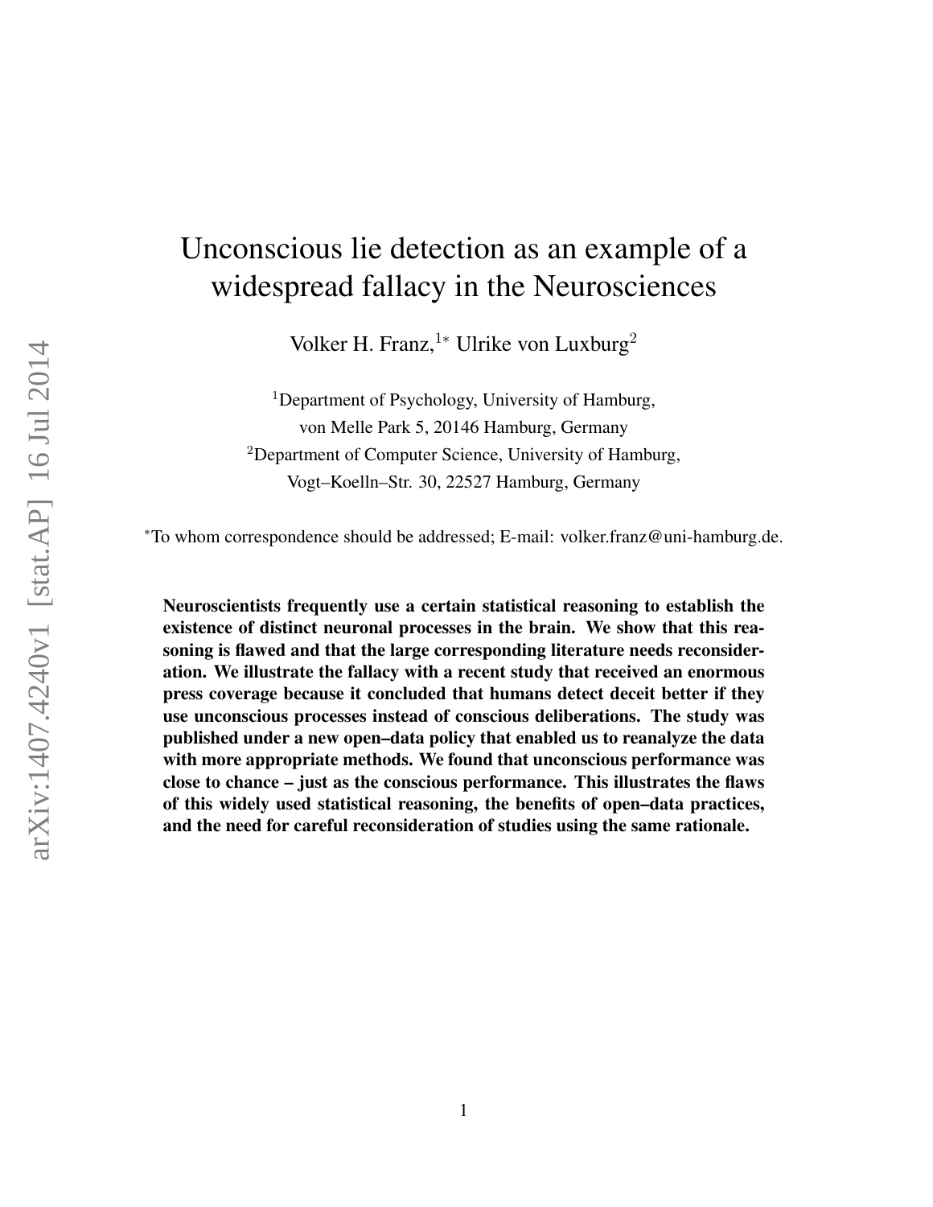# Unconscious lie detection as an example of a widespread fallacy in the Neurosciences

Volker H. Franz,[1*] Ulrike von Luxburg[2]

[1]Department of Psychology, University of Hamburg, von Melle Park 5, 20146 Hamburg, Germany

[2]Department of Computer Science, University of Hamburg, Vogt–Koelln–Str. 30, 22527 Hamburg, Germany

[*]To whom correspondence should be addressed; E-mail: volker.franz@uni-hamburg.de.

**Neuroscientists frequently use a certain statistical reasoning to establish the existence of distinct neuronal processes in the brain. We show that this reasoning is flawed and that the large corresponding literature needs reconsideration. We illustrate the fallacy with a recent study that received an enormous press coverage because it concluded that humans detect deceit better if they use unconscious processes instead of conscious deliberations. The study was published under a new open–data policy that enabled us to reanalyze the data with more appropriate methods. We found that unconscious performance was close to chance – just as the conscious performance. This illustrates the flaws of this widely used statistical reasoning, the benefits of open–data practices, and the need for careful reconsideration of studies using the same rationale.**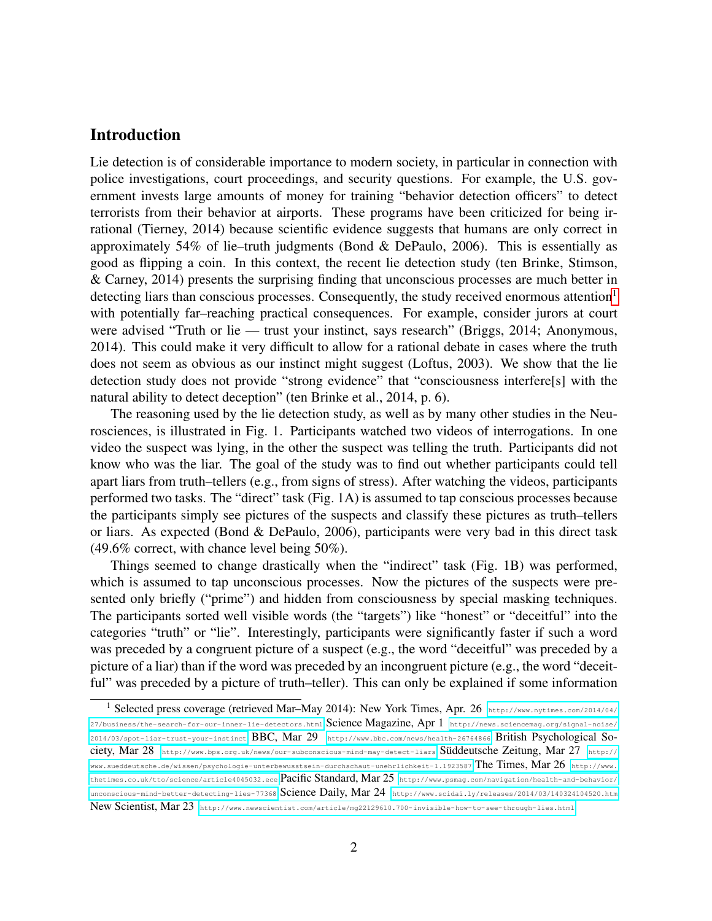## Introduction

Lie detection is of considerable importance to modern society, in particular in connection with police investigations, court proceedings, and security questions. For example, the U.S. government invests large amounts of money for training "behavior detection officers" to detect terrorists from their behavior at airports. These programs have been criticized for being irrational (Tierney, 2014) because scientific evidence suggests that humans are only correct in approximately 54% of lie–truth judgments (Bond & DePaulo, 2006). This is essentially as good as flipping a coin. In this context, the recent lie detection study (ten Brinke, Stimson, & Carney, 2014) presents the surprising finding that unconscious processes are much better in detecting liars than conscious processes. Consequently, the study received enormous attention[1] with potentially far–reaching practical consequences. For example, consider jurors at court were advised "Truth or lie — trust your instinct, says research" (Briggs, 2014; Anonymous, 2014). This could make it very difficult to allow for a rational debate in cases where the truth does not seem as obvious as our instinct might suggest (Loftus, 2003). We show that the lie detection study does not provide "strong evidence" that "consciousness interfere[s] with the natural ability to detect deception" (ten Brinke et al., 2014, p. 6).

The reasoning used by the lie detection study, as well as by many other studies in the Neurosciences, is illustrated in Fig. 1. Participants watched two videos of interrogations. In one video the suspect was lying, in the other the suspect was telling the truth. Participants did not know who was the liar. The goal of the study was to find out whether participants could tell apart liars from truth–tellers (e.g., from signs of stress). After watching the videos, participants performed two tasks. The "direct" task (Fig. 1A) is assumed to tap conscious processes because the participants simply see pictures of the suspects and classify these pictures as truth–tellers or liars. As expected (Bond & DePaulo, 2006), participants were very bad in this direct task (49.6% correct, with chance level being 50%).

Things seemed to change drastically when the "indirect" task (Fig. 1B) was performed, which is assumed to tap unconscious processes. Now the pictures of the suspects were presented only briefly ("prime") and hidden from consciousness by special masking techniques. The participants sorted well visible words (the "targets") like "honest" or "deceitful" into the categories "truth" or "lie". Interestingly, participants were significantly faster if such a word was preceded by a congruent picture of a suspect (e.g., the word "deceitful" was preceded by a picture of a liar) than if the word was preceded by an incongruent picture (e.g., the word "deceitful" was preceded by a picture of truth–teller). This can only be explained if some information

[1] Selected press coverage (retrieved Mar–May 2014): New York Times, Apr. 26 http://www.nytimes.com/2014/04/27/business/the-search-for-our-inner-lie-detectors.html Science Magazine, Apr 1 http://news.sciencemag.org/signal-noise/2014/03/spot-liar-trust-your-instinct BBC, Mar 29 http://www.bbc.com/news/health-26764866 British Psychological Society, Mar 28 http://www.bps.org.uk/news/our-subconscious-mind-may-detect-liars Süddeutsche Zeitung, Mar 27 http://www.sueddeutsche.de/wissen/psychologie-unterbewusstsein-durchschaut-unehrlichkeit-1.1923587 The Times, Mar 26 http://www.thetimes.co.uk/tto/science/article4045032.ece Pacific Standard, Mar 25 http://www.psmag.com/navigation/health-and-behavior/unconscious-mind-better-detecting-lies-77368 Science Daily, Mar 24 http://www.scidai.ly/releases/2014/03/140324104520.htm New Scientist, Mar 23 http://www.newscientist.com/article/mg22129610.700-invisible-how-to-see-through-lies.html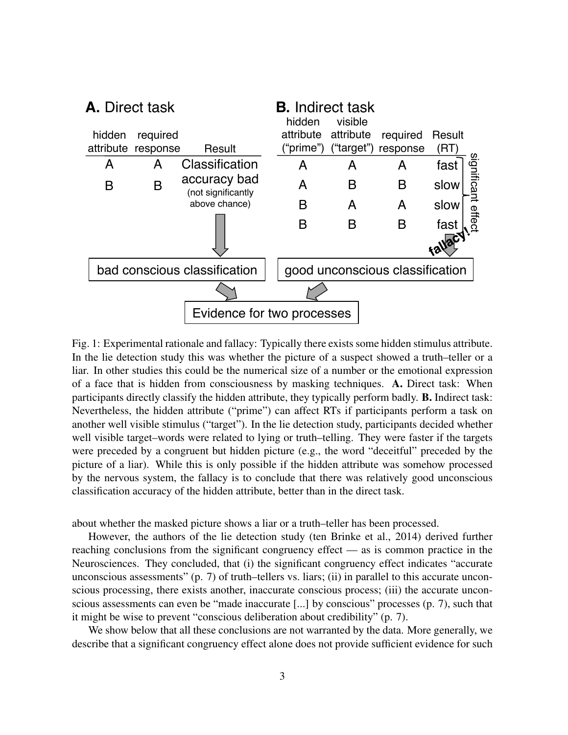**A.** Direct task

| hidden attribute | required response | Result |
|---|---|---|
| A | A | Classification accuracy bad (not significantly above chance) |
| B | B | |

↓

bad conscious classification

**B.** Indirect task

| hidden attribute ("prime") | visible attribute ("target") | required response | Result (RT) |
|---|---|---|---|
| A | A | A | fast |
| A | B | B | slow |
| B | A | A | slow |
| B | B | B | fast |

significant effect

fallacy!

↓

good unconscious classification

Evidence for two processes

Fig. 1: Experimental rationale and fallacy: Typically there exists some hidden stimulus attribute. In the lie detection study this was whether the picture of a suspect showed a truth–teller or a liar. In other studies this could be the numerical size of a number or the emotional expression of a face that is hidden from consciousness by masking techniques. **A.** Direct task: When participants directly classify the hidden attribute, they typically perform badly. **B.** Indirect task: Nevertheless, the hidden attribute ("prime") can affect RTs if participants perform a task on another well visible stimulus ("target"). In the lie detection study, participants decided whether well visible target–words were related to lying or truth–telling. They were faster if the targets were preceded by a congruent but hidden picture (e.g., the word "deceitful" preceded by the picture of a liar). While this is only possible if the hidden attribute was somehow processed by the nervous system, the fallacy is to conclude that there was relatively good unconscious classification accuracy of the hidden attribute, better than in the direct task.

about whether the masked picture shows a liar or a truth–teller has been processed.

However, the authors of the lie detection study (ten Brinke et al., 2014) derived further reaching conclusions from the significant congruency effect — as is common practice in the Neurosciences. They concluded, that (i) the significant congruency effect indicates "accurate unconscious assessments" (p. 7) of truth–tellers vs. liars; (ii) in parallel to this accurate unconscious processing, there exists another, inaccurate conscious process; (iii) the accurate unconscious assessments can even be "made inaccurate [...] by conscious" processes (p. 7), such that it might be wise to prevent "conscious deliberation about credibility" (p. 7).

We show below that all these conclusions are not warranted by the data. More generally, we describe that a significant congruency effect alone does not provide sufficient evidence for such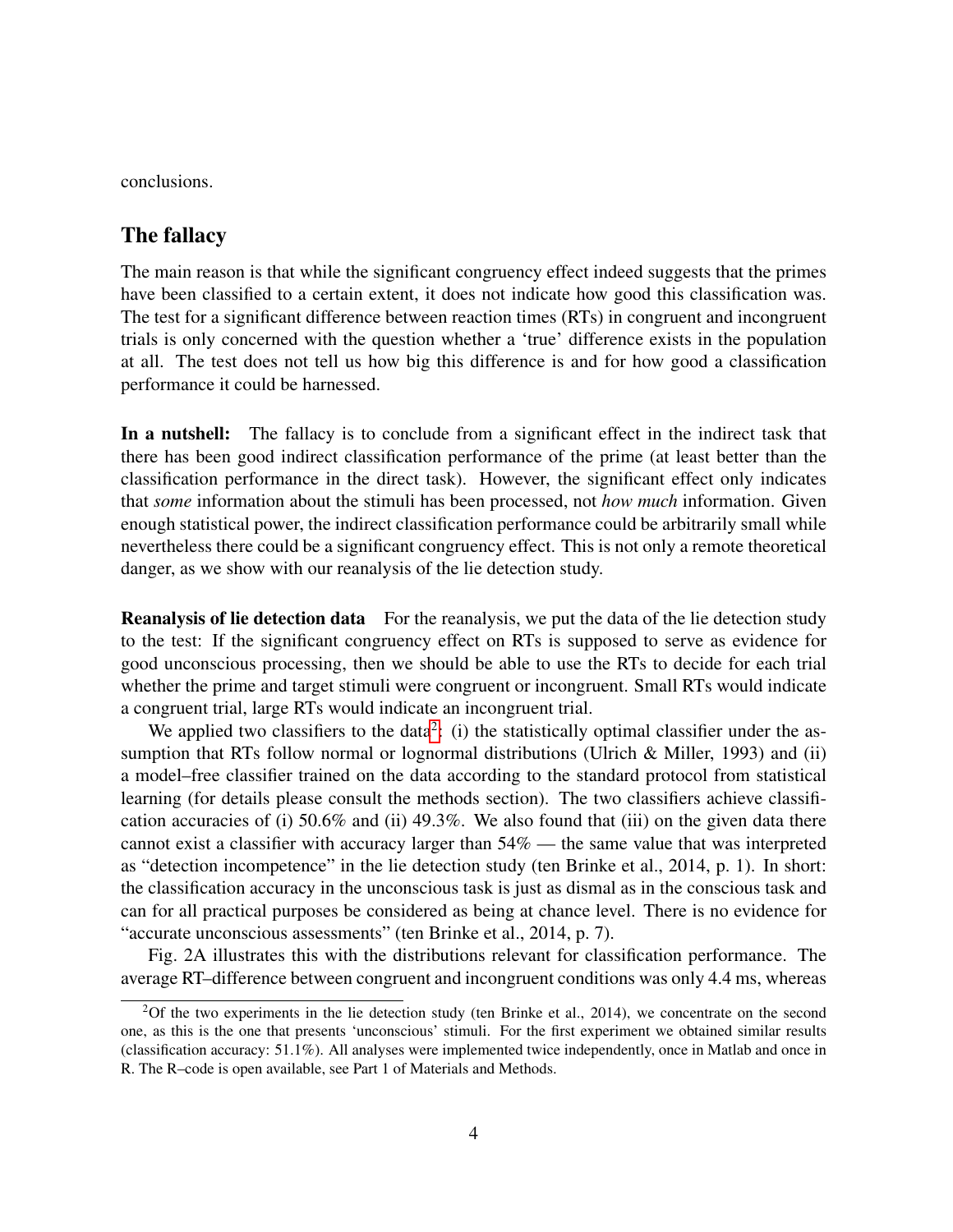conclusions.

## The fallacy

The main reason is that while the significant congruency effect indeed suggests that the primes have been classified to a certain extent, it does not indicate how good this classification was. The test for a significant difference between reaction times (RTs) in congruent and incongruent trials is only concerned with the question whether a 'true' difference exists in the population at all. The test does not tell us how big this difference is and for how good a classification performance it could be harnessed.

**In a nutshell:** The fallacy is to conclude from a significant effect in the indirect task that there has been good indirect classification performance of the prime (at least better than the classification performance in the direct task). However, the significant effect only indicates that *some* information about the stimuli has been processed, not *how much* information. Given enough statistical power, the indirect classification performance could be arbitrarily small while nevertheless there could be a significant congruency effect. This is not only a remote theoretical danger, as we show with our reanalysis of the lie detection study.

**Reanalysis of lie detection data** For the reanalysis, we put the data of the lie detection study to the test: If the significant congruency effect on RTs is supposed to serve as evidence for good unconscious processing, then we should be able to use the RTs to decide for each trial whether the prime and target stimuli were congruent or incongruent. Small RTs would indicate a congruent trial, large RTs would indicate an incongruent trial.

We applied two classifiers to the data[2]: (i) the statistically optimal classifier under the assumption that RTs follow normal or lognormal distributions (Ulrich & Miller, 1993) and (ii) a model–free classifier trained on the data according to the standard protocol from statistical learning (for details please consult the methods section). The two classifiers achieve classification accuracies of (i) 50.6% and (ii) 49.3%. We also found that (iii) on the given data there cannot exist a classifier with accuracy larger than 54% — the same value that was interpreted as "detection incompetence" in the lie detection study (ten Brinke et al., 2014, p. 1). In short: the classification accuracy in the unconscious task is just as dismal as in the conscious task and can for all practical purposes be considered as being at chance level. There is no evidence for "accurate unconscious assessments" (ten Brinke et al., 2014, p. 7).

Fig. 2A illustrates this with the distributions relevant for classification performance. The average RT–difference between congruent and incongruent conditions was only 4.4 ms, whereas

[2] Of the two experiments in the lie detection study (ten Brinke et al., 2014), we concentrate on the second one, as this is the one that presents 'unconscious' stimuli. For the first experiment we obtained similar results (classification accuracy: 51.1%). All analyses were implemented twice independently, once in Matlab and once in R. The R–code is open available, see Part 1 of Materials and Methods.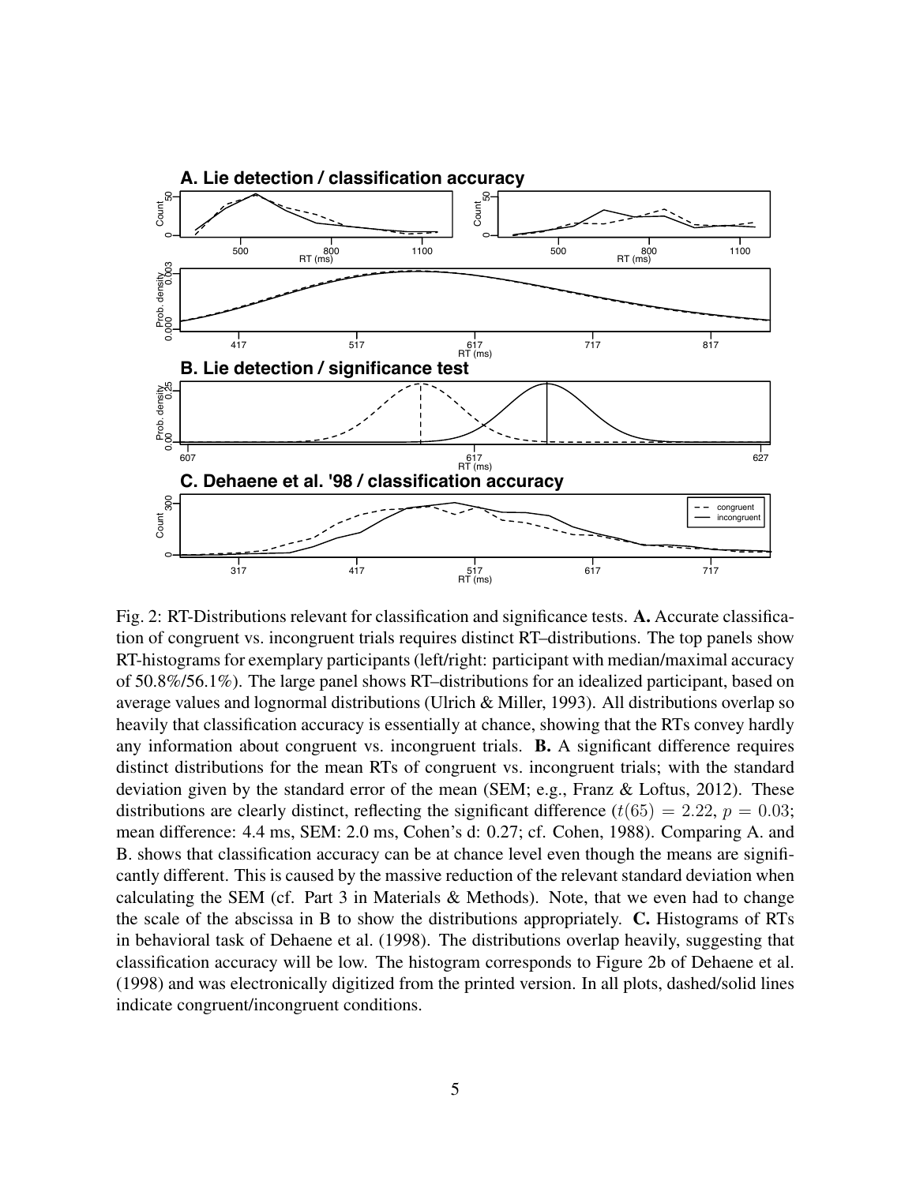Fig. 2: RT-Distributions relevant for classification and significance tests. **A.** Accurate classification of congruent vs. incongruent trials requires distinct RT–distributions. The top panels show RT-histograms for exemplary participants (left/right: participant with median/maximal accuracy of 50.8%/56.1%). The large panel shows RT–distributions for an idealized participant, based on average values and lognormal distributions (Ulrich & Miller, 1993). All distributions overlap so heavily that classification accuracy is essentially at chance, showing that the RTs convey hardly any information about congruent vs. incongruent trials. **B.** A significant difference requires distinct distributions for the mean RTs of congruent vs. incongruent trials; with the standard deviation given by the standard error of the mean (SEM; e.g., Franz & Loftus, 2012). These distributions are clearly distinct, reflecting the significant difference ($t(65) = 2.22$, $p = 0.03$; mean difference: 4.4 ms, SEM: 2.0 ms, Cohen's d: 0.27; cf. Cohen, 1988). Comparing A. and B. shows that classification accuracy can be at chance level even though the means are significantly different. This is caused by the massive reduction of the relevant standard deviation when calculating the SEM (cf. Part 3 in Materials & Methods). Note, that we even had to change the scale of the abscissa in B to show the distributions appropriately. **C.** Histograms of RTs in behavioral task of Dehaene et al. (1998). The distributions overlap heavily, suggesting that classification accuracy will be low. The histogram corresponds to Figure 2b of Dehaene et al. (1998) and was electronically digitized from the printed version. In all plots, dashed/solid lines indicate congruent/incongruent conditions.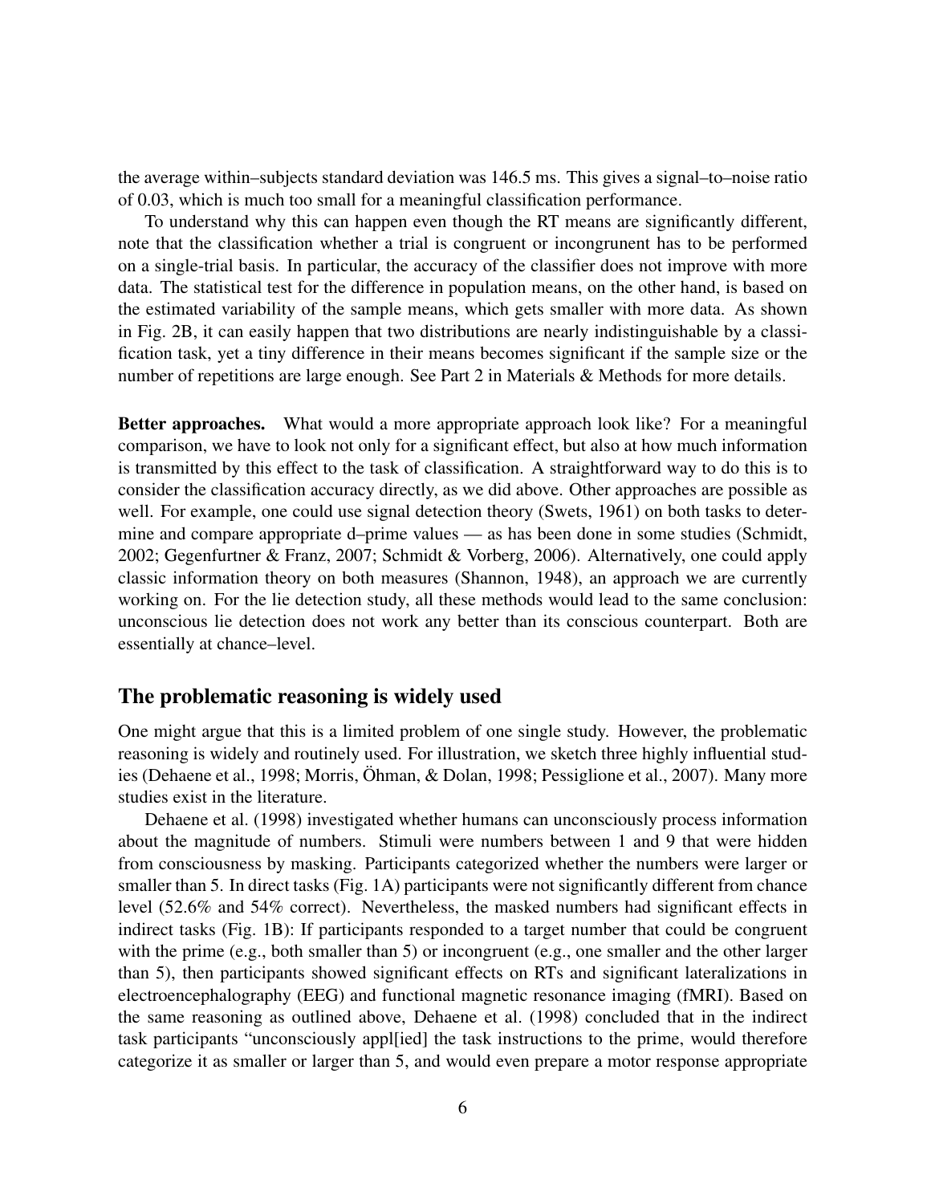the average within–subjects standard deviation was 146.5 ms. This gives a signal–to–noise ratio of 0.03, which is much too small for a meaningful classification performance.

To understand why this can happen even though the RT means are significantly different, note that the classification whether a trial is congruent or incongrunent has to be performed on a single-trial basis. In particular, the accuracy of the classifier does not improve with more data. The statistical test for the difference in population means, on the other hand, is based on the estimated variability of the sample means, which gets smaller with more data. As shown in Fig. 2B, it can easily happen that two distributions are nearly indistinguishable by a classification task, yet a tiny difference in their means becomes significant if the sample size or the number of repetitions are large enough. See Part 2 in Materials & Methods for more details.

**Better approaches.** What would a more appropriate approach look like? For a meaningful comparison, we have to look not only for a significant effect, but also at how much information is transmitted by this effect to the task of classification. A straightforward way to do this is to consider the classification accuracy directly, as we did above. Other approaches are possible as well. For example, one could use signal detection theory (Swets, 1961) on both tasks to determine and compare appropriate d–prime values — as has been done in some studies (Schmidt, 2002; Gegenfurtner & Franz, 2007; Schmidt & Vorberg, 2006). Alternatively, one could apply classic information theory on both measures (Shannon, 1948), an approach we are currently working on. For the lie detection study, all these methods would lead to the same conclusion: unconscious lie detection does not work any better than its conscious counterpart. Both are essentially at chance–level.

## The problematic reasoning is widely used

One might argue that this is a limited problem of one single study. However, the problematic reasoning is widely and routinely used. For illustration, we sketch three highly influential studies (Dehaene et al., 1998; Morris, Öhman, & Dolan, 1998; Pessiglione et al., 2007). Many more studies exist in the literature.

Dehaene et al. (1998) investigated whether humans can unconsciously process information about the magnitude of numbers. Stimuli were numbers between 1 and 9 that were hidden from consciousness by masking. Participants categorized whether the numbers were larger or smaller than 5. In direct tasks (Fig. 1A) participants were not significantly different from chance level (52.6% and 54% correct). Nevertheless, the masked numbers had significant effects in indirect tasks (Fig. 1B): If participants responded to a target number that could be congruent with the prime (e.g., both smaller than 5) or incongruent (e.g., one smaller and the other larger than 5), then participants showed significant effects on RTs and significant lateralizations in electroencephalography (EEG) and functional magnetic resonance imaging (fMRI). Based on the same reasoning as outlined above, Dehaene et al. (1998) concluded that in the indirect task participants "unconsciously appl[ied] the task instructions to the prime, would therefore categorize it as smaller or larger than 5, and would even prepare a motor response appropriate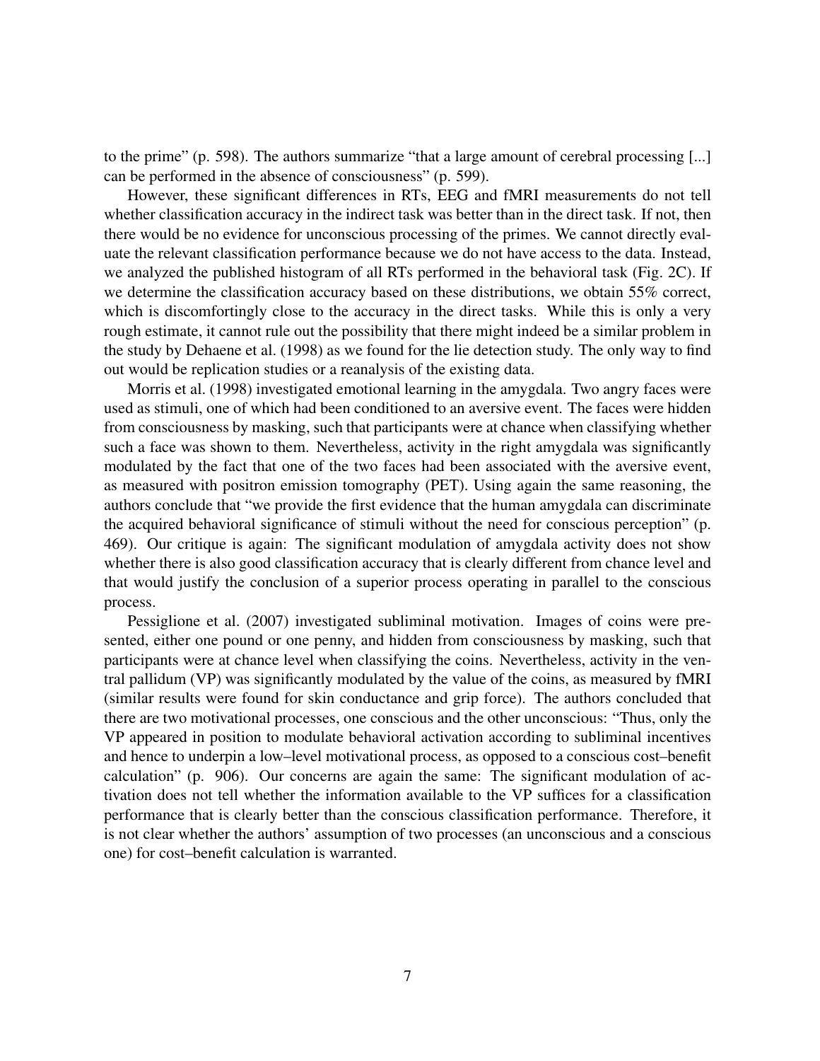to the prime" (p. 598). The authors summarize "that a large amount of cerebral processing [...] can be performed in the absence of consciousness" (p. 599).

However, these significant differences in RTs, EEG and fMRI measurements do not tell whether classification accuracy in the indirect task was better than in the direct task. If not, then there would be no evidence for unconscious processing of the primes. We cannot directly evaluate the relevant classification performance because we do not have access to the data. Instead, we analyzed the published histogram of all RTs performed in the behavioral task (Fig. 2C). If we determine the classification accuracy based on these distributions, we obtain 55% correct, which is discomfortingly close to the accuracy in the direct tasks. While this is only a very rough estimate, it cannot rule out the possibility that there might indeed be a similar problem in the study by Dehaene et al. (1998) as we found for the lie detection study. The only way to find out would be replication studies or a reanalysis of the existing data.

Morris et al. (1998) investigated emotional learning in the amygdala. Two angry faces were used as stimuli, one of which had been conditioned to an aversive event. The faces were hidden from consciousness by masking, such that participants were at chance when classifying whether such a face was shown to them. Nevertheless, activity in the right amygdala was significantly modulated by the fact that one of the two faces had been associated with the aversive event, as measured with positron emission tomography (PET). Using again the same reasoning, the authors conclude that "we provide the first evidence that the human amygdala can discriminate the acquired behavioral significance of stimuli without the need for conscious perception" (p. 469). Our critique is again: The significant modulation of amygdala activity does not show whether there is also good classification accuracy that is clearly different from chance level and that would justify the conclusion of a superior process operating in parallel to the conscious process.

Pessiglione et al. (2007) investigated subliminal motivation. Images of coins were presented, either one pound or one penny, and hidden from consciousness by masking, such that participants were at chance level when classifying the coins. Nevertheless, activity in the ventral pallidum (VP) was significantly modulated by the value of the coins, as measured by fMRI (similar results were found for skin conductance and grip force). The authors concluded that there are two motivational processes, one conscious and the other unconscious: "Thus, only the VP appeared in position to modulate behavioral activation according to subliminal incentives and hence to underpin a low–level motivational process, as opposed to a conscious cost–benefit calculation" (p. 906). Our concerns are again the same: The significant modulation of activation does not tell whether the information available to the VP suffices for a classification performance that is clearly better than the conscious classification performance. Therefore, it is not clear whether the authors' assumption of two processes (an unconscious and a conscious one) for cost–benefit calculation is warranted.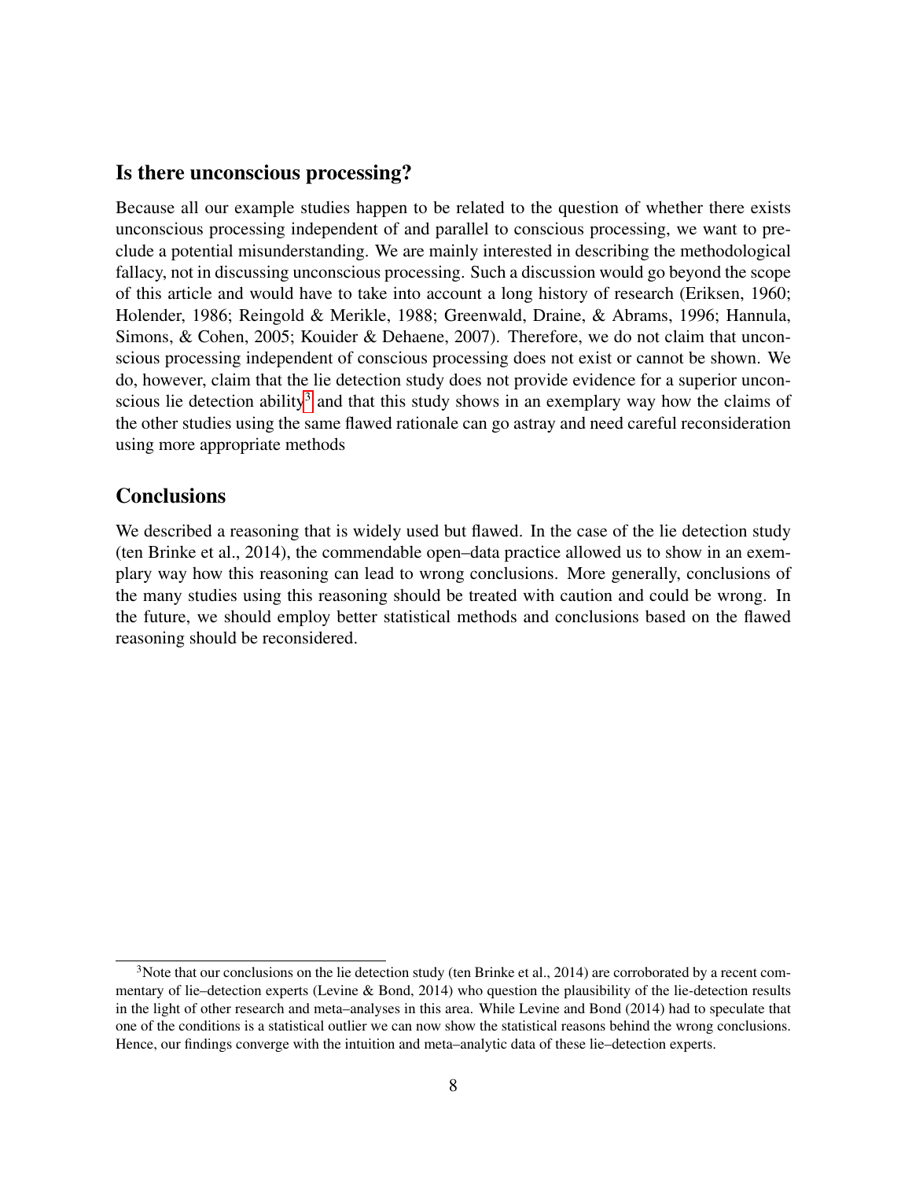## Is there unconscious processing?

Because all our example studies happen to be related to the question of whether there exists unconscious processing independent of and parallel to conscious processing, we want to preclude a potential misunderstanding. We are mainly interested in describing the methodological fallacy, not in discussing unconscious processing. Such a discussion would go beyond the scope of this article and would have to take into account a long history of research (Eriksen, 1960; Holender, 1986; Reingold & Merikle, 1988; Greenwald, Draine, & Abrams, 1996; Hannula, Simons, & Cohen, 2005; Kouider & Dehaene, 2007). Therefore, we do not claim that unconscious processing independent of conscious processing does not exist or cannot be shown. We do, however, claim that the lie detection study does not provide evidence for a superior unconscious lie detection ability[3] and that this study shows in an exemplary way how the claims of the other studies using the same flawed rationale can go astray and need careful reconsideration using more appropriate methods

## Conclusions

We described a reasoning that is widely used but flawed. In the case of the lie detection study (ten Brinke et al., 2014), the commendable open–data practice allowed us to show in an exemplary way how this reasoning can lead to wrong conclusions. More generally, conclusions of the many studies using this reasoning should be treated with caution and could be wrong. In the future, we should employ better statistical methods and conclusions based on the flawed reasoning should be reconsidered.

---

[3] Note that our conclusions on the lie detection study (ten Brinke et al., 2014) are corroborated by a recent commentary of lie–detection experts (Levine & Bond, 2014) who question the plausibility of the lie-detection results in the light of other research and meta–analyses in this area. While Levine and Bond (2014) had to speculate that one of the conditions is a statistical outlier we can now show the statistical reasons behind the wrong conclusions. Hence, our findings converge with the intuition and meta–analytic data of these lie–detection experts.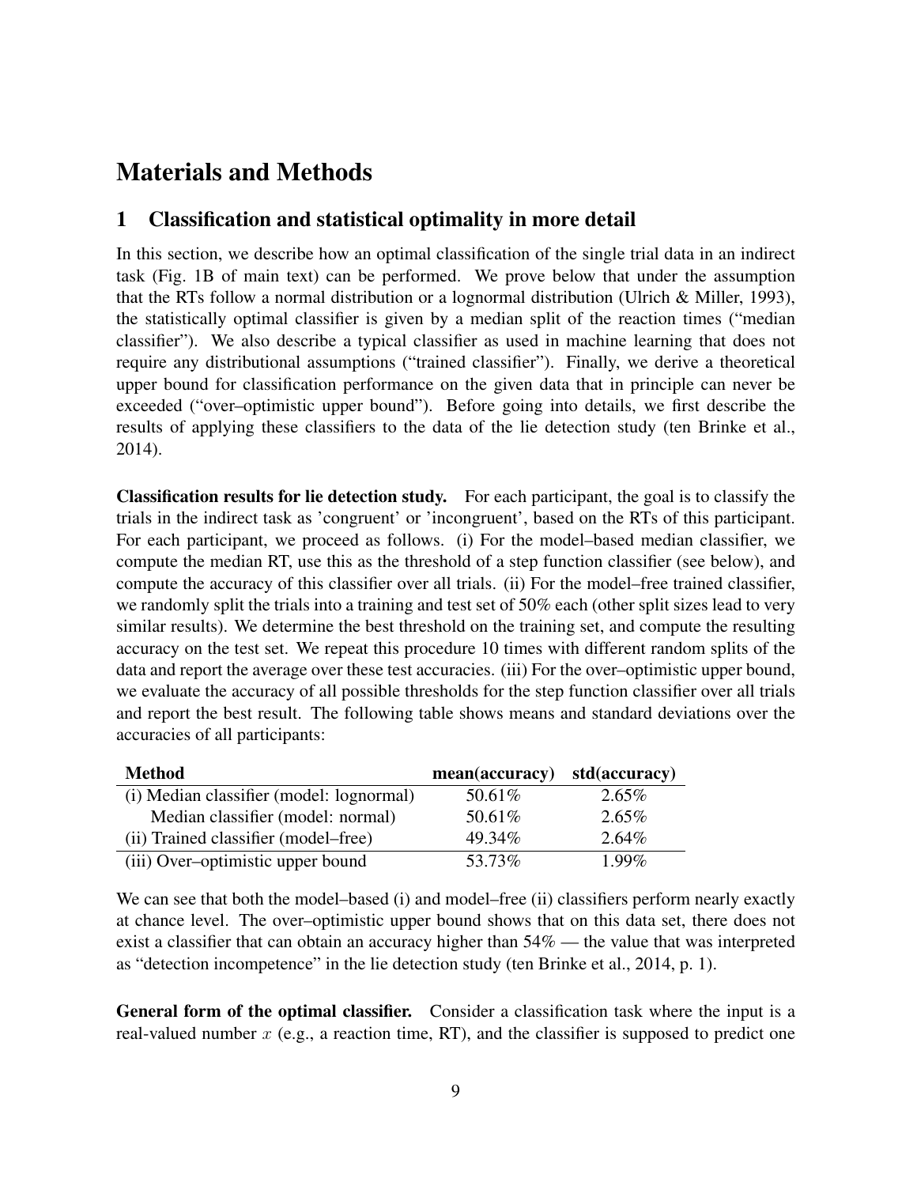# Materials and Methods

## 1 Classification and statistical optimality in more detail

In this section, we describe how an optimal classification of the single trial data in an indirect task (Fig. 1B of main text) can be performed. We prove below that under the assumption that the RTs follow a normal distribution or a lognormal distribution (Ulrich & Miller, 1993), the statistically optimal classifier is given by a median split of the reaction times ("median classifier"). We also describe a typical classifier as used in machine learning that does not require any distributional assumptions ("trained classifier"). Finally, we derive a theoretical upper bound for classification performance on the given data that in principle can never be exceeded ("over–optimistic upper bound"). Before going into details, we first describe the results of applying these classifiers to the data of the lie detection study (ten Brinke et al., 2014).

**Classification results for lie detection study.** For each participant, the goal is to classify the trials in the indirect task as 'congruent' or 'incongruent', based on the RTs of this participant. For each participant, we proceed as follows. (i) For the model–based median classifier, we compute the median RT, use this as the threshold of a step function classifier (see below), and compute the accuracy of this classifier over all trials. (ii) For the model–free trained classifier, we randomly split the trials into a training and test set of 50% each (other split sizes lead to very similar results). We determine the best threshold on the training set, and compute the resulting accuracy on the test set. We repeat this procedure 10 times with different random splits of the data and report the average over these test accuracies. (iii) For the over–optimistic upper bound, we evaluate the accuracy of all possible thresholds for the step function classifier over all trials and report the best result. The following table shows means and standard deviations over the accuracies of all participants:

| Method | mean(accuracy) | std(accuracy) |
|---|---|---|
| (i) Median classifier (model: lognormal) | 50.61% | 2.65% |
| Median classifier (model: normal) | 50.61% | 2.65% |
| (ii) Trained classifier (model–free) | 49.34% | 2.64% |
| (iii) Over–optimistic upper bound | 53.73% | 1.99% |

We can see that both the model–based (i) and model–free (ii) classifiers perform nearly exactly at chance level. The over–optimistic upper bound shows that on this data set, there does not exist a classifier that can obtain an accuracy higher than 54% — the value that was interpreted as "detection incompetence" in the lie detection study (ten Brinke et al., 2014, p. 1).

**General form of the optimal classifier.** Consider a classification task where the input is a real-valued number $x$ (e.g., a reaction time, RT), and the classifier is supposed to predict one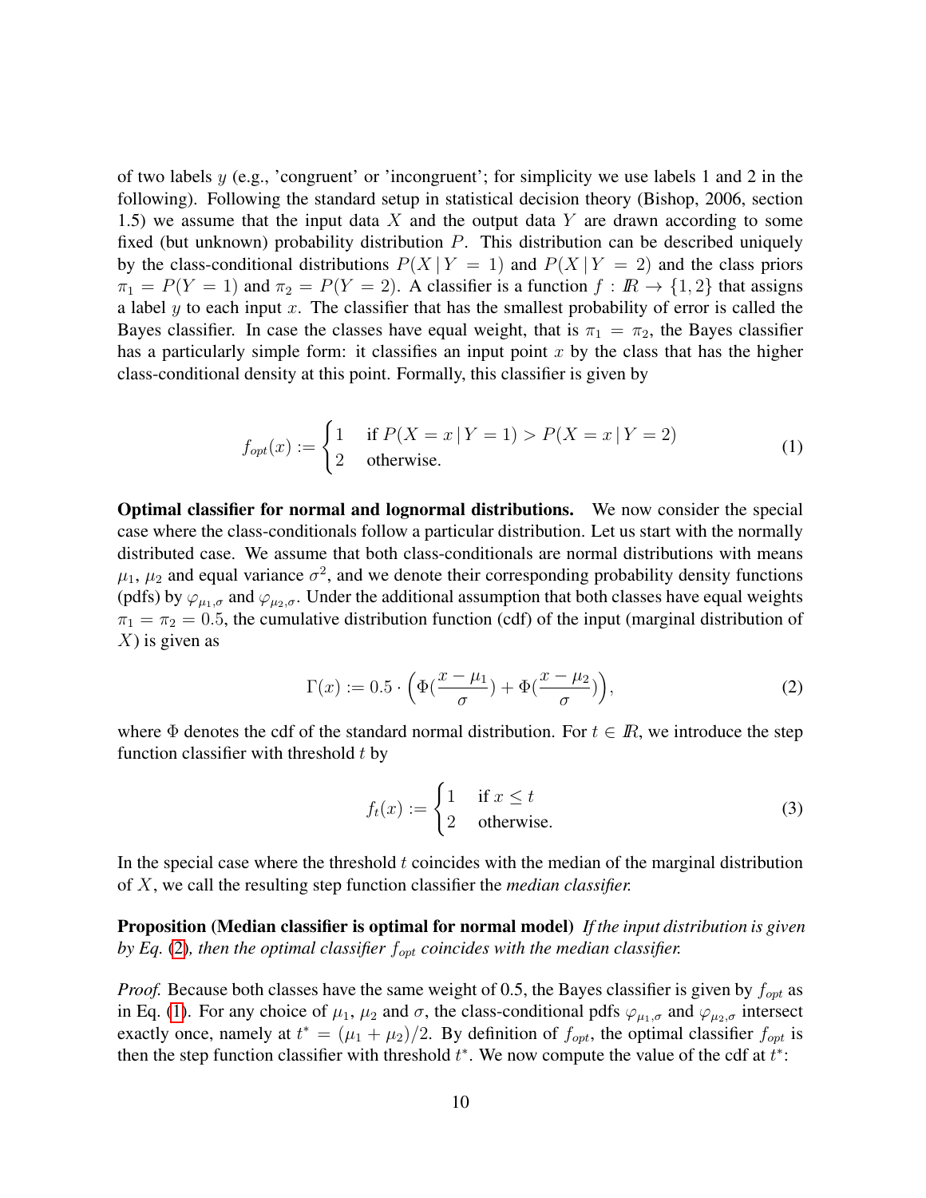of two labels $y$ (e.g., 'congruent' or 'incongruent'; for simplicity we use labels 1 and 2 in the following). Following the standard setup in statistical decision theory (Bishop, 2006, section 1.5) we assume that the input data $X$ and the output data $Y$ are drawn according to some fixed (but unknown) probability distribution $P$. This distribution can be described uniquely by the class-conditional distributions $P(X \mid Y = 1)$ and $P(X \mid Y = 2)$ and the class priors $\pi_1 = P(Y = 1)$ and $\pi_2 = P(Y = 2)$. A classifier is a function $f : \mathbb{R} \to \{1, 2\}$ that assigns a label $y$ to each input $x$. The classifier that has the smallest probability of error is called the Bayes classifier. In case the classes have equal weight, that is $\pi_1 = \pi_2$, the Bayes classifier has a particularly simple form: it classifies an input point $x$ by the class that has the higher class-conditional density at this point. Formally, this classifier is given by

$$f_{opt}(x) := \begin{cases} 1 & \text{if } P(X = x \mid Y = 1) > P(X = x \mid Y = 2) \\ 2 & \text{otherwise.} \end{cases} \tag{1}$$

**Optimal classifier for normal and lognormal distributions.** We now consider the special case where the class-conditionals follow a particular distribution. Let us start with the normally distributed case. We assume that both class-conditionals are normal distributions with means $\mu_1$, $\mu_2$ and equal variance $\sigma^2$, and we denote their corresponding probability density functions (pdfs) by $\varphi_{\mu_1,\sigma}$ and $\varphi_{\mu_2,\sigma}$. Under the additional assumption that both classes have equal weights $\pi_1 = \pi_2 = 0.5$, the cumulative distribution function (cdf) of the input (marginal distribution of $X$) is given as

$$\Gamma(x) := 0.5 \cdot \Big( \Phi(\frac{x - \mu_1}{\sigma}) + \Phi(\frac{x - \mu_2}{\sigma}) \Big), \tag{2}$$

where $\Phi$ denotes the cdf of the standard normal distribution. For $t \in \mathbb{R}$, we introduce the step function classifier with threshold $t$ by

$$f_t(x) := \begin{cases} 1 & \text{if } x \leq t \\ 2 & \text{otherwise.} \end{cases} \tag{3}$$

In the special case where the threshold $t$ coincides with the median of the marginal distribution of $X$, we call the resulting step function classifier the *median classifier.*

**Proposition (Median classifier is optimal for normal model)** *If the input distribution is given by Eq. (2), then the optimal classifier $f_{opt}$ coincides with the median classifier.*

*Proof.* Because both classes have the same weight of 0.5, the Bayes classifier is given by $f_{opt}$ as in Eq. (1). For any choice of $\mu_1$, $\mu_2$ and $\sigma$, the class-conditional pdfs $\varphi_{\mu_1,\sigma}$ and $\varphi_{\mu_2,\sigma}$ intersect exactly once, namely at $t^* = (\mu_1 + \mu_2)/2$. By definition of $f_{opt}$, the optimal classifier $f_{opt}$ is then the step function classifier with threshold $t^*$. We now compute the value of the cdf at $t^*$: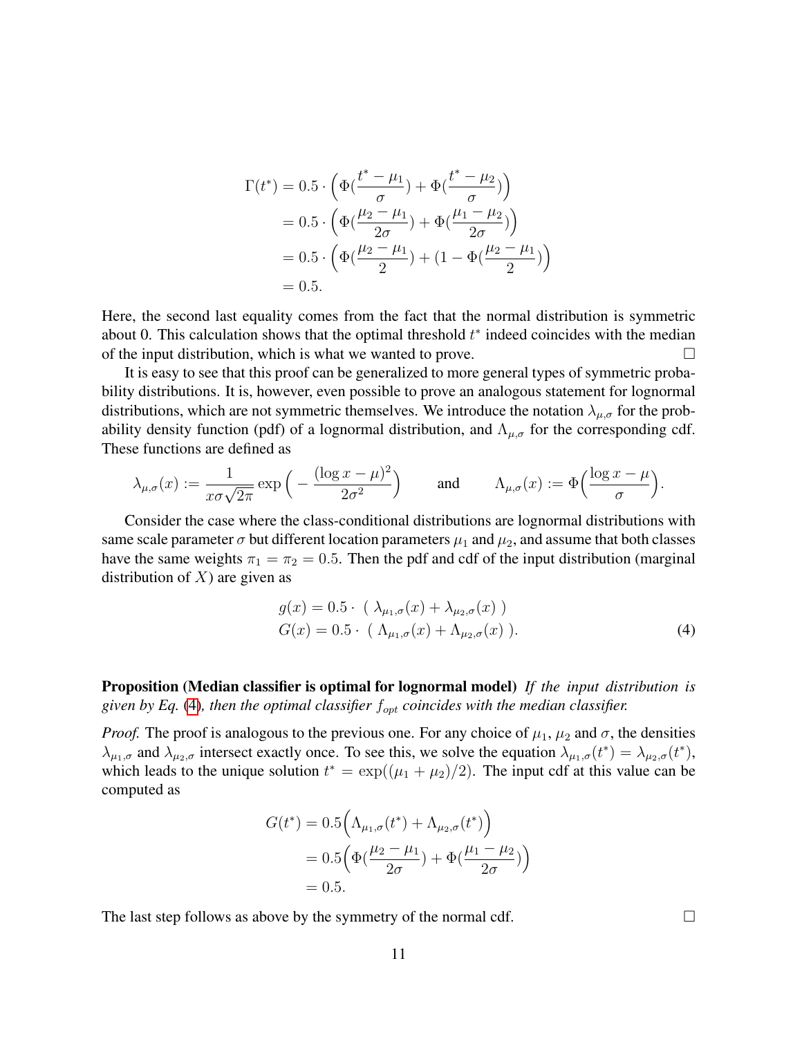$$
\begin{aligned}
\Gamma(t^*) &= 0.5 \cdot \Big( \Phi(\frac{t^* - \mu_1}{\sigma}) + \Phi(\frac{t^* - \mu_2}{\sigma}) \Big) \\
&= 0.5 \cdot \Big( \Phi(\frac{\mu_2 - \mu_1}{2\sigma}) + \Phi(\frac{\mu_1 - \mu_2}{2\sigma}) \Big) \\
&= 0.5 \cdot \Big( \Phi(\frac{\mu_2 - \mu_1}{2}) + (1 - \Phi(\frac{\mu_2 - \mu_1}{2}) \Big) \\
&= 0.5.
\end{aligned}
$$

Here, the second last equality comes from the fact that the normal distribution is symmetric about 0. This calculation shows that the optimal threshold $t^*$ indeed coincides with the median of the input distribution, which is what we wanted to prove. □

It is easy to see that this proof can be generalized to more general types of symmetric probability distributions. It is, however, even possible to prove an analogous statement for lognormal distributions, which are not symmetric themselves. We introduce the notation $\lambda_{\mu,\sigma}$ for the probability density function (pdf) of a lognormal distribution, and $\Lambda_{\mu,\sigma}$ for the corresponding cdf. These functions are defined as

$$
\lambda_{\mu,\sigma}(x) := \frac{1}{x\sigma\sqrt{2\pi}} \exp\Big( - \frac{(\log x - \mu)^2}{2\sigma^2} \Big) \qquad \text{and} \qquad \Lambda_{\mu,\sigma}(x) := \Phi\Big( \frac{\log x - \mu}{\sigma} \Big).
$$

Consider the case where the class-conditional distributions are lognormal distributions with same scale parameter $\sigma$ but different location parameters $\mu_1$ and $\mu_2$, and assume that both classes have the same weights $\pi_1 = \pi_2 = 0.5$. Then the pdf and cdf of the input distribution (marginal distribution of $X$) are given as

$$
\begin{aligned}
g(x) &= 0.5 \cdot \ (\ \lambda_{\mu_1,\sigma}(x) + \lambda_{\mu_2,\sigma}(x)\ ) \\
G(x) &= 0.5 \cdot \ (\ \Lambda_{\mu_1,\sigma}(x) + \Lambda_{\mu_2,\sigma}(x)\ ).
\end{aligned} \tag{4}
$$

**Proposition (Median classifier is optimal for lognormal model)** *If the input distribution is given by Eq. (4), then the optimal classifier $f_{opt}$ coincides with the median classifier.*

*Proof.* The proof is analogous to the previous one. For any choice of $\mu_1$, $\mu_2$ and $\sigma$, the densities $\lambda_{\mu_1,\sigma}$ and $\lambda_{\mu_2,\sigma}$ intersect exactly once. To see this, we solve the equation $\lambda_{\mu_1,\sigma}(t^*) = \lambda_{\mu_2,\sigma}(t^*)$, which leads to the unique solution $t^* = \exp((\mu_1 + \mu_2)/2)$. The input cdf at this value can be computed as

$$
\begin{aligned}
G(t^*) &= 0.5\Big( \Lambda_{\mu_1,\sigma}(t^*) + \Lambda_{\mu_2,\sigma}(t^*) \Big) \\
&= 0.5\Big( \Phi(\frac{\mu_2 - \mu_1}{2\sigma}) + \Phi(\frac{\mu_1 - \mu_2}{2\sigma}) \Big) \\
&= 0.5.
\end{aligned}
$$

The last step follows as above by the symmetry of the normal cdf. □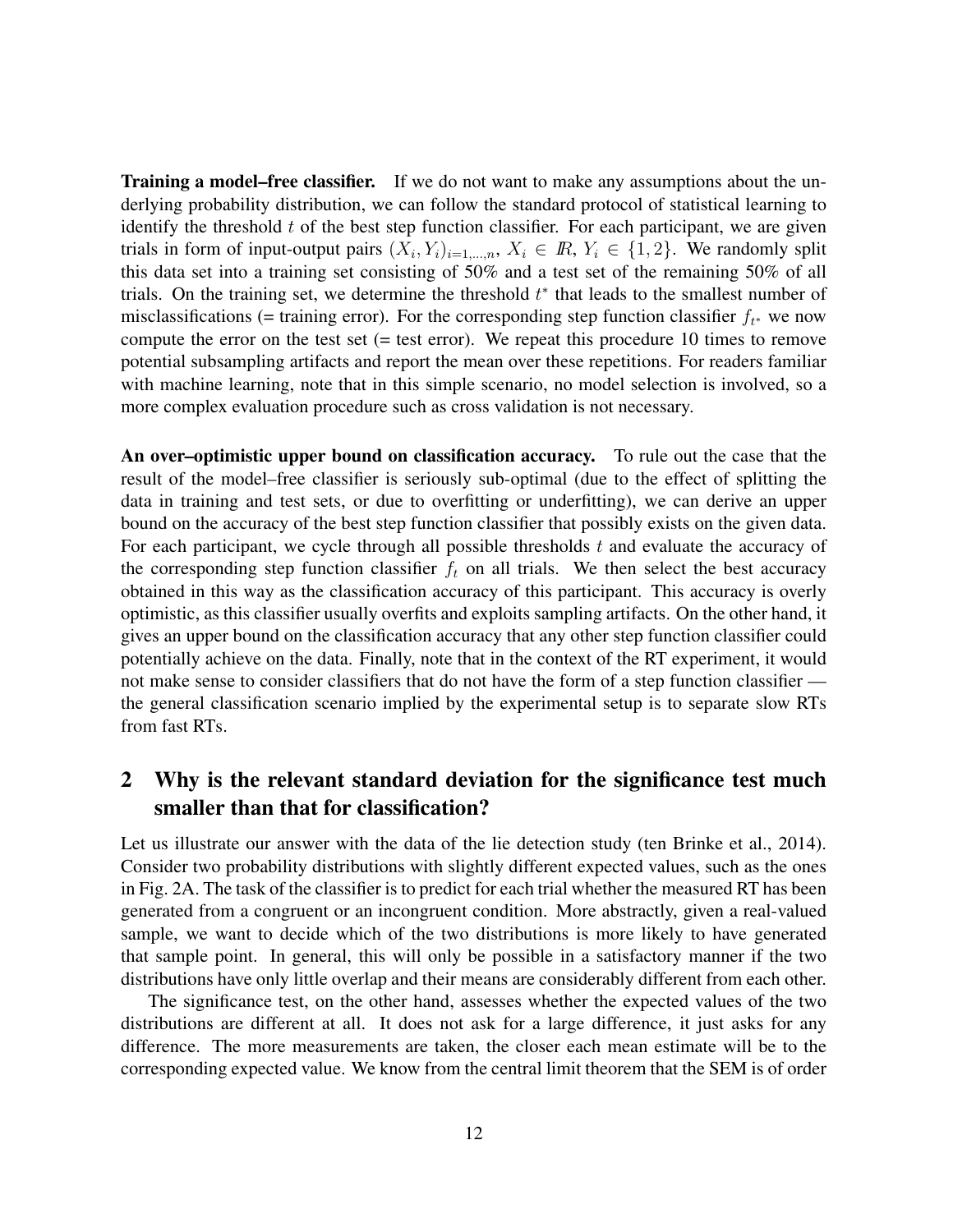**Training a model–free classifier.** If we do not want to make any assumptions about the underlying probability distribution, we can follow the standard protocol of statistical learning to identify the threshold $t$ of the best step function classifier. For each participant, we are given trials in form of input-output pairs $(X_i, Y_i)_{i=1,...,n}$, $X_i \in I\!R$, $Y_i \in \{1, 2\}$. We randomly split this data set into a training set consisting of 50% and a test set of the remaining 50% of all trials. On the training set, we determine the threshold $t^*$ that leads to the smallest number of misclassifications (= training error). For the corresponding step function classifier $f_{t^*}$ we now compute the error on the test set (= test error). We repeat this procedure 10 times to remove potential subsampling artifacts and report the mean over these repetitions. For readers familiar with machine learning, note that in this simple scenario, no model selection is involved, so a more complex evaluation procedure such as cross validation is not necessary.

**An over–optimistic upper bound on classification accuracy.** To rule out the case that the result of the model–free classifier is seriously sub-optimal (due to the effect of splitting the data in training and test sets, or due to overfitting or underfitting), we can derive an upper bound on the accuracy of the best step function classifier that possibly exists on the given data. For each participant, we cycle through all possible thresholds $t$ and evaluate the accuracy of the corresponding step function classifier $f_t$ on all trials. We then select the best accuracy obtained in this way as the classification accuracy of this participant. This accuracy is overly optimistic, as this classifier usually overfits and exploits sampling artifacts. On the other hand, it gives an upper bound on the classification accuracy that any other step function classifier could potentially achieve on the data. Finally, note that in the context of the RT experiment, it would not make sense to consider classifiers that do not have the form of a step function classifier — the general classification scenario implied by the experimental setup is to separate slow RTs from fast RTs.

## 2 Why is the relevant standard deviation for the significance test much smaller than that for classification?

Let us illustrate our answer with the data of the lie detection study (ten Brinke et al., 2014). Consider two probability distributions with slightly different expected values, such as the ones in Fig. 2A. The task of the classifier is to predict for each trial whether the measured RT has been generated from a congruent or an incongruent condition. More abstractly, given a real-valued sample, we want to decide which of the two distributions is more likely to have generated that sample point. In general, this will only be possible in a satisfactory manner if the two distributions have only little overlap and their means are considerably different from each other.

The significance test, on the other hand, assesses whether the expected values of the two distributions are different at all. It does not ask for a large difference, it just asks for any difference. The more measurements are taken, the closer each mean estimate will be to the corresponding expected value. We know from the central limit theorem that the SEM is of order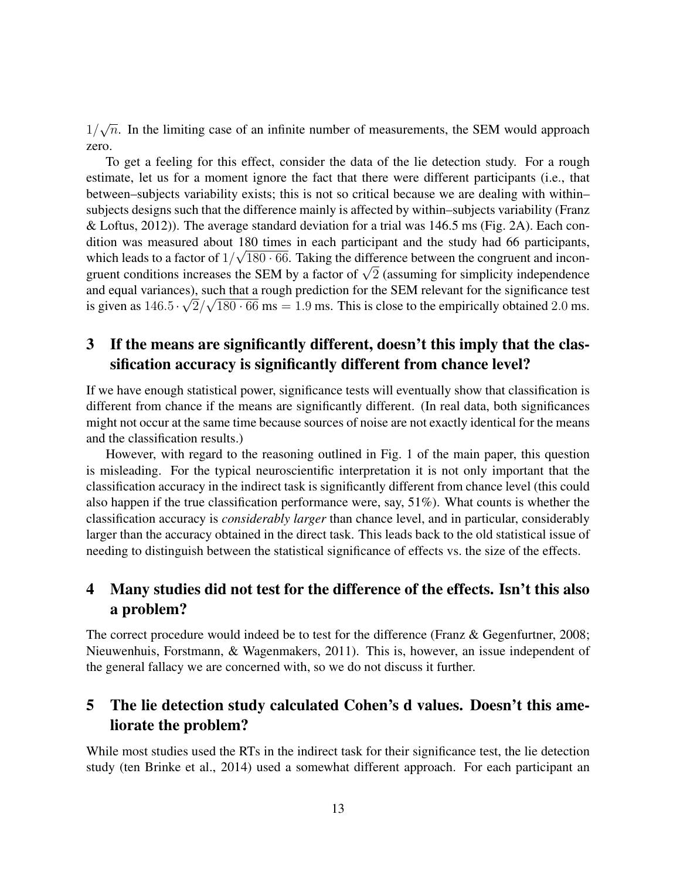$1/\sqrt{n}$. In the limiting case of an infinite number of measurements, the SEM would approach zero.

To get a feeling for this effect, consider the data of the lie detection study. For a rough estimate, let us for a moment ignore the fact that there were different participants (i.e., that between–subjects variability exists; this is not so critical because we are dealing with within–subjects designs such that the difference mainly is affected by within–subjects variability (Franz & Loftus, 2012)). The average standard deviation for a trial was 146.5 ms (Fig. 2A). Each condition was measured about 180 times in each participant and the study had 66 participants, which leads to a factor of $1/\sqrt{180 \cdot 66}$. Taking the difference between the congruent and incongruent conditions increases the SEM by a factor of $\sqrt{2}$ (assuming for simplicity independence and equal variances), such that a rough prediction for the SEM relevant for the significance test is given as $146.5 \cdot \sqrt{2}/\sqrt{180 \cdot 66}$ ms $= 1.9$ ms. This is close to the empirically obtained $2.0$ ms.

## 3 If the means are significantly different, doesn't this imply that the classification accuracy is significantly different from chance level?

If we have enough statistical power, significance tests will eventually show that classification is different from chance if the means are significantly different. (In real data, both significances might not occur at the same time because sources of noise are not exactly identical for the means and the classification results.)

However, with regard to the reasoning outlined in Fig. 1 of the main paper, this question is misleading. For the typical neuroscientific interpretation it is not only important that the classification accuracy in the indirect task is significantly different from chance level (this could also happen if the true classification performance were, say, 51%). What counts is whether the classification accuracy is *considerably larger* than chance level, and in particular, considerably larger than the accuracy obtained in the direct task. This leads back to the old statistical issue of needing to distinguish between the statistical significance of effects vs. the size of the effects.

## 4 Many studies did not test for the difference of the effects. Isn't this also a problem?

The correct procedure would indeed be to test for the difference (Franz & Gegenfurtner, 2008; Nieuwenhuis, Forstmann, & Wagenmakers, 2011). This is, however, an issue independent of the general fallacy we are concerned with, so we do not discuss it further.

## 5 The lie detection study calculated Cohen's d values. Doesn't this ameliorate the problem?

While most studies used the RTs in the indirect task for their significance test, the lie detection study (ten Brinke et al., 2014) used a somewhat different approach. For each participant an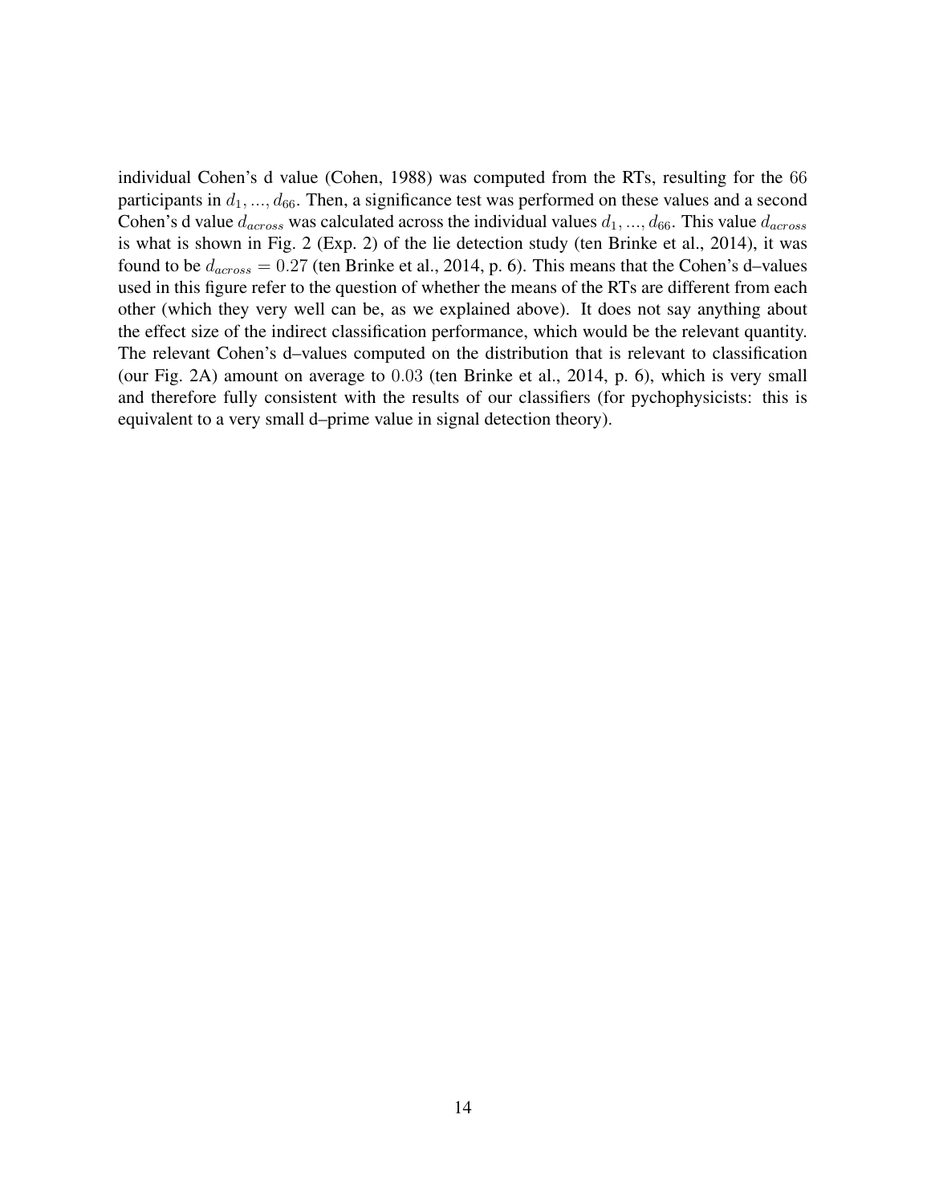individual Cohen's d value (Cohen, 1988) was computed from the RTs, resulting for the $66$ participants in $d_1, ..., d_{66}$. Then, a significance test was performed on these values and a second Cohen's d value $d_{across}$ was calculated across the individual values $d_1, ..., d_{66}$. This value $d_{across}$ is what is shown in Fig. 2 (Exp. 2) of the lie detection study (ten Brinke et al., 2014), it was found to be $d_{across} = 0.27$ (ten Brinke et al., 2014, p. 6). This means that the Cohen's d–values used in this figure refer to the question of whether the means of the RTs are different from each other (which they very well can be, as we explained above). It does not say anything about the effect size of the indirect classification performance, which would be the relevant quantity. The relevant Cohen's d–values computed on the distribution that is relevant to classification (our Fig. 2A) amount on average to $0.03$ (ten Brinke et al., 2014, p. 6), which is very small and therefore fully consistent with the results of our classifiers (for pychophysicists: this is equivalent to a very small d–prime value in signal detection theory).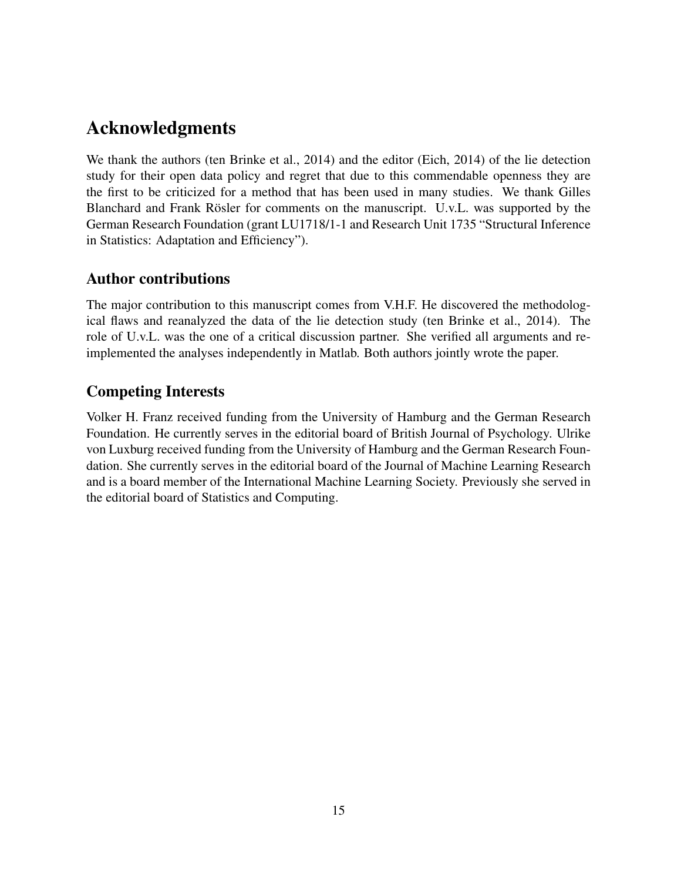# Acknowledgments

We thank the authors (ten Brinke et al., 2014) and the editor (Eich, 2014) of the lie detection study for their open data policy and regret that due to this commendable openness they are the first to be criticized for a method that has been used in many studies. We thank Gilles Blanchard and Frank Rösler for comments on the manuscript. U.v.L. was supported by the German Research Foundation (grant LU1718/1-1 and Research Unit 1735 "Structural Inference in Statistics: Adaptation and Efficiency").

## Author contributions

The major contribution to this manuscript comes from V.H.F. He discovered the methodological flaws and reanalyzed the data of the lie detection study (ten Brinke et al., 2014). The role of U.v.L. was the one of a critical discussion partner. She verified all arguments and re-implemented the analyses independently in Matlab. Both authors jointly wrote the paper.

## Competing Interests

Volker H. Franz received funding from the University of Hamburg and the German Research Foundation. He currently serves in the editorial board of British Journal of Psychology. Ulrike von Luxburg received funding from the University of Hamburg and the German Research Foundation. She currently serves in the editorial board of the Journal of Machine Learning Research and is a board member of the International Machine Learning Society. Previously she served in the editorial board of Statistics and Computing.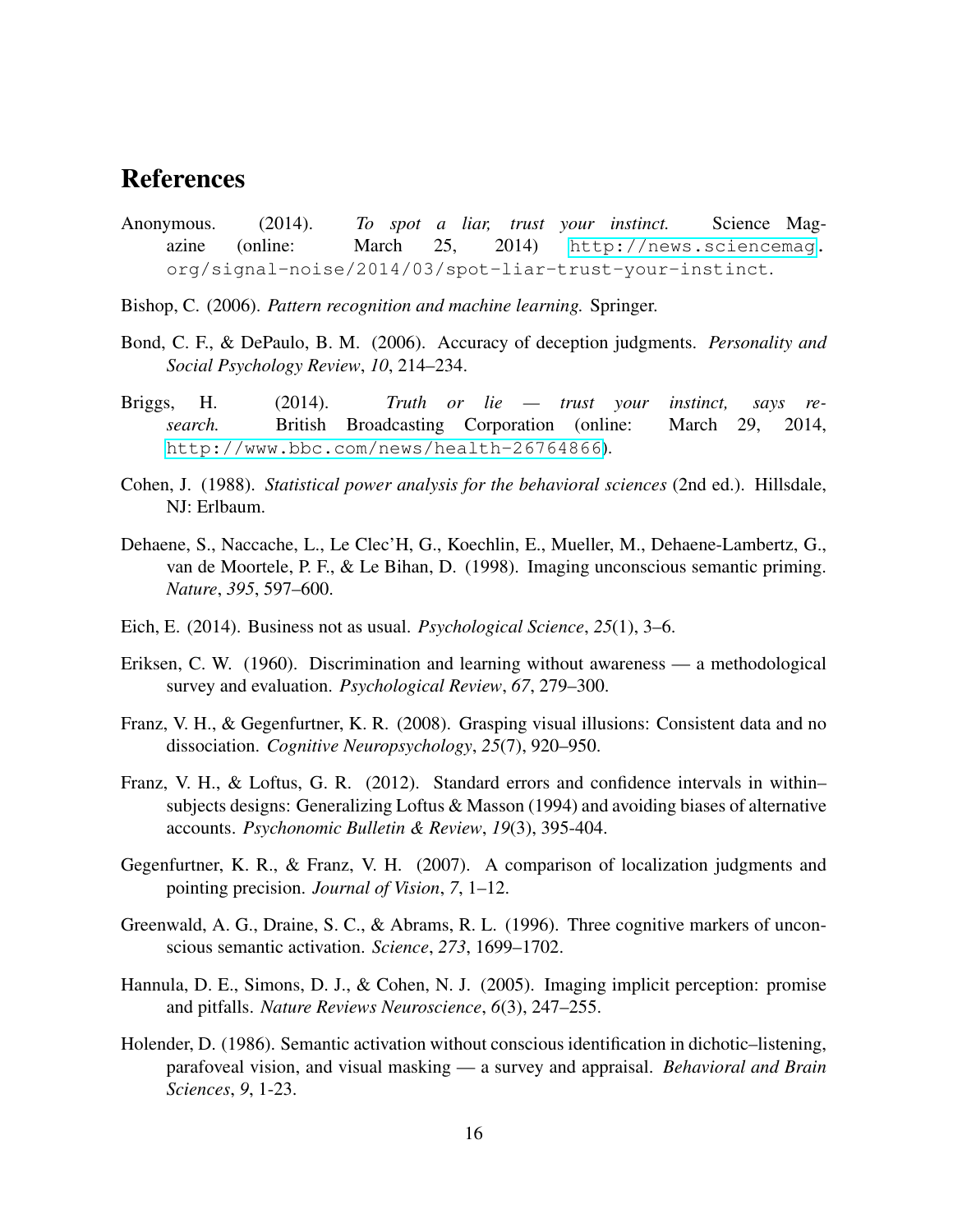# References

Anonymous. (2014). *To spot a liar, trust your instinct.* Science Magazine (online: March 25, 2014) http://news.sciencemag.org/signal-noise/2014/03/spot-liar-trust-your-instinct.

Bishop, C. (2006). *Pattern recognition and machine learning.* Springer.

Bond, C. F., & DePaulo, B. M. (2006). Accuracy of deception judgments. *Personality and Social Psychology Review*, *10*, 214–234.

Briggs, H. (2014). *Truth or lie — trust your instinct, says research.* British Broadcasting Corporation (online: March 29, 2014, http://www.bbc.com/news/health-26764866).

Cohen, J. (1988). *Statistical power analysis for the behavioral sciences* (2nd ed.). Hillsdale, NJ: Erlbaum.

Dehaene, S., Naccache, L., Le Clec'H, G., Koechlin, E., Mueller, M., Dehaene-Lambertz, G., van de Moortele, P. F., & Le Bihan, D. (1998). Imaging unconscious semantic priming. *Nature*, *395*, 597–600.

Eich, E. (2014). Business not as usual. *Psychological Science*, *25*(1), 3–6.

Eriksen, C. W. (1960). Discrimination and learning without awareness — a methodological survey and evaluation. *Psychological Review*, *67*, 279–300.

Franz, V. H., & Gegenfurtner, K. R. (2008). Grasping visual illusions: Consistent data and no dissociation. *Cognitive Neuropsychology*, *25*(7), 920–950.

Franz, V. H., & Loftus, G. R. (2012). Standard errors and confidence intervals in within–subjects designs: Generalizing Loftus & Masson (1994) and avoiding biases of alternative accounts. *Psychonomic Bulletin & Review*, *19*(3), 395-404.

Gegenfurtner, K. R., & Franz, V. H. (2007). A comparison of localization judgments and pointing precision. *Journal of Vision*, *7*, 1–12.

Greenwald, A. G., Draine, S. C., & Abrams, R. L. (1996). Three cognitive markers of unconscious semantic activation. *Science*, *273*, 1699–1702.

Hannula, D. E., Simons, D. J., & Cohen, N. J. (2005). Imaging implicit perception: promise and pitfalls. *Nature Reviews Neuroscience*, *6*(3), 247–255.

Holender, D. (1986). Semantic activation without conscious identification in dichotic–listening, parafoveal vision, and visual masking — a survey and appraisal. *Behavioral and Brain Sciences*, *9*, 1-23.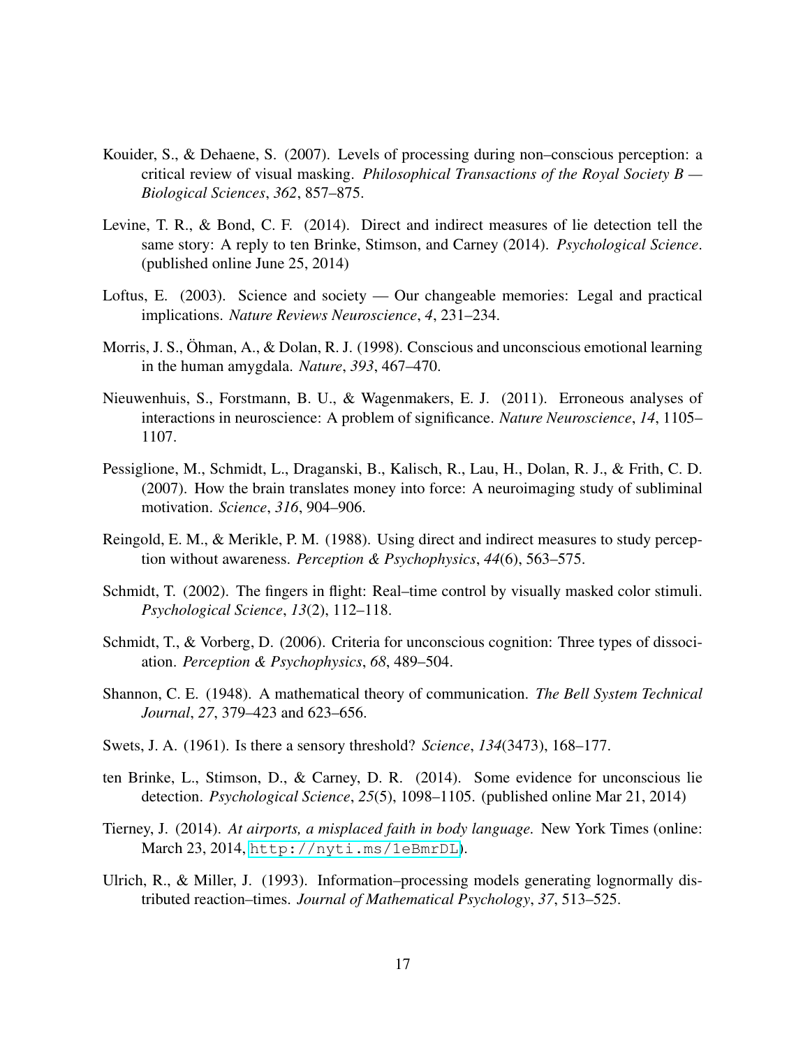Kouider, S., & Dehaene, S. (2007). Levels of processing during non–conscious perception: a critical review of visual masking. *Philosophical Transactions of the Royal Society B — Biological Sciences*, *362*, 857–875.

Levine, T. R., & Bond, C. F. (2014). Direct and indirect measures of lie detection tell the same story: A reply to ten Brinke, Stimson, and Carney (2014). *Psychological Science*. (published online June 25, 2014)

Loftus, E. (2003). Science and society — Our changeable memories: Legal and practical implications. *Nature Reviews Neuroscience*, *4*, 231–234.

Morris, J. S., Öhman, A., & Dolan, R. J. (1998). Conscious and unconscious emotional learning in the human amygdala. *Nature*, *393*, 467–470.

Nieuwenhuis, S., Forstmann, B. U., & Wagenmakers, E. J. (2011). Erroneous analyses of interactions in neuroscience: A problem of significance. *Nature Neuroscience*, *14*, 1105–1107.

Pessiglione, M., Schmidt, L., Draganski, B., Kalisch, R., Lau, H., Dolan, R. J., & Frith, C. D. (2007). How the brain translates money into force: A neuroimaging study of subliminal motivation. *Science*, *316*, 904–906.

Reingold, E. M., & Merikle, P. M. (1988). Using direct and indirect measures to study perception without awareness. *Perception & Psychophysics*, *44*(6), 563–575.

Schmidt, T. (2002). The fingers in flight: Real–time control by visually masked color stimuli. *Psychological Science*, *13*(2), 112–118.

Schmidt, T., & Vorberg, D. (2006). Criteria for unconscious cognition: Three types of dissociation. *Perception & Psychophysics*, *68*, 489–504.

Shannon, C. E. (1948). A mathematical theory of communication. *The Bell System Technical Journal*, *27*, 379–423 and 623–656.

Swets, J. A. (1961). Is there a sensory threshold? *Science*, *134*(3473), 168–177.

ten Brinke, L., Stimson, D., & Carney, D. R. (2014). Some evidence for unconscious lie detection. *Psychological Science*, *25*(5), 1098–1105. (published online Mar 21, 2014)

Tierney, J. (2014). *At airports, a misplaced faith in body language.* New York Times (online: March 23, 2014, http://nyti.ms/1eBmrDL).

Ulrich, R., & Miller, J. (1993). Information–processing models generating lognormally distributed reaction–times. *Journal of Mathematical Psychology*, *37*, 513–525.